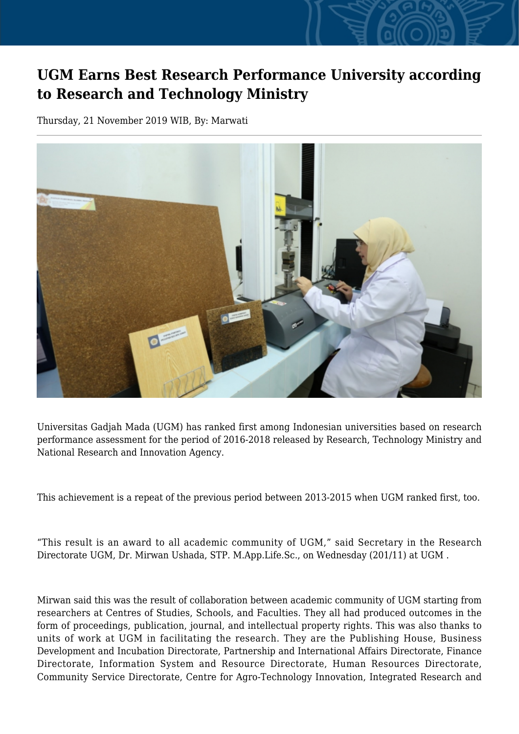# UGM Earns Best Research Performance University according to Research and Technology Ministry

Thursday, 21 November 2019 WIB, By: Marwati

Universitas Gadjah Mada (UGM) has ranked first among Indonesian universities based on research performance assessment for the period of 2016-2018 released by Research, Technology Ministry and National Research and Innovation Agency.

This achievement is a repeat of the previous period between 2013-2015 when UGM ranked first, too.

"This result is an award to all academic community of UGM," said Secretary in the Research Directorate UGM, Dr. Mirwan Ushada, STP. M.App.Life.Sc., on Wednesday (201/11) at UGM .

Mirwan said this was the result of collaboration between academic community of UGM starting from researchers at Centres of Studies, Schools, and Faculties. They all had produced outcomes in the form of proceedings, publication, journal, and intellectual property rights. This was also thanks to units of work at UGM in facilitating the research. They are the Publishing House, Business Development and Incubation Directorate, Partnership and International Affairs Directorate, Finance Directorate, Information System and Resource Directorate, Human Resources Directorate, Community Service Directorate, Centre for Agro-Technology Innovation, Integrated Research and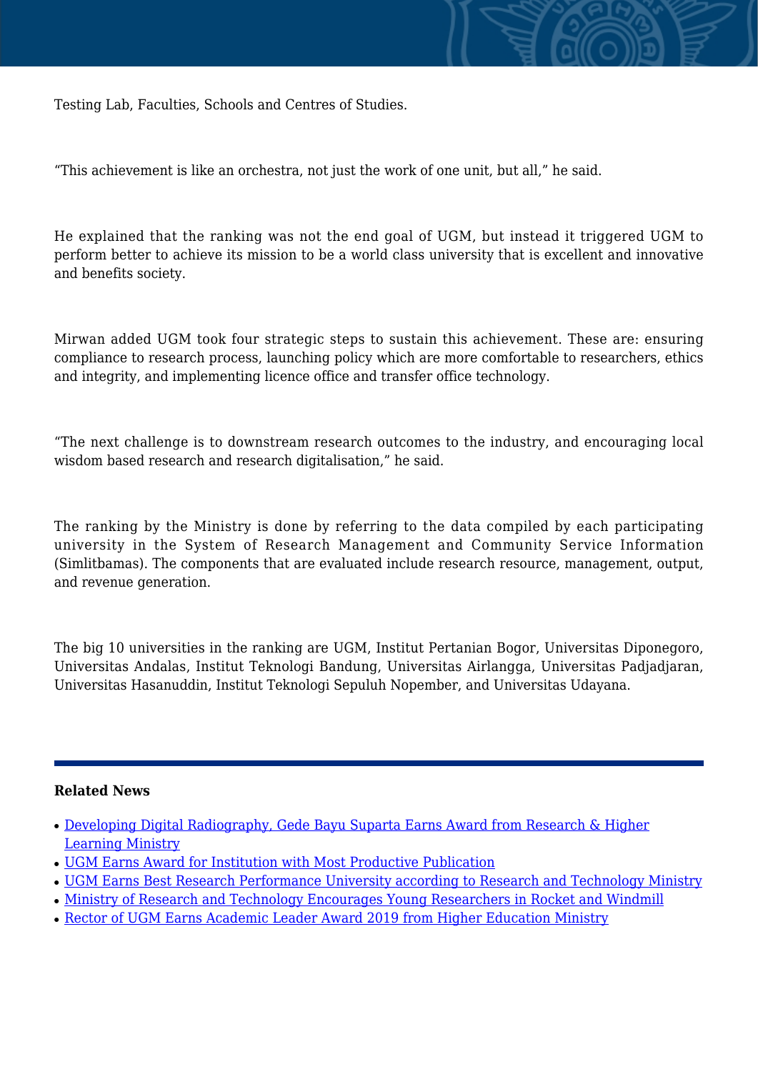Testing Lab, Faculties, Schools and Centres of Studies.

"This achievement is like an orchestra, not just the work of one unit, but all," he said.

He explained that the ranking was not the end goal of UGM, but instead it triggered UGM to perform better to achieve its mission to be a world class university that is excellent and innovative and benefits society.

Mirwan added UGM took four strategic steps to sustain this achievement. These are: ensuring compliance to research process, launching policy which are more comfortable to researchers, ethics and integrity, and implementing licence office and transfer office technology.

"The next challenge is to downstream research outcomes to the industry, and encouraging local wisdom based research and research digitalisation," he said.

The ranking by the Ministry is done by referring to the data compiled by each participating university in the System of Research Management and Community Service Information (Simlitbamas). The components that are evaluated include research resource, management, output, and revenue generation.

The big 10 universities in the ranking are UGM, Institut Pertanian Bogor, Universitas Diponegoro, Universitas Andalas, Institut Teknologi Bandung, Universitas Airlangga, Universitas Padjadjaran, Universitas Hasanuddin, Institut Teknologi Sepuluh Nopember, and Universitas Udayana.

---

**Related News**

- Developing Digital Radiography, Gede Bayu Suparta Earns Award from Research & Higher Learning Ministry
- UGM Earns Award for Institution with Most Productive Publication
- UGM Earns Best Research Performance University according to Research and Technology Ministry
- Ministry of Research and Technology Encourages Young Researchers in Rocket and Windmill
- Rector of UGM Earns Academic Leader Award 2019 from Higher Education Ministry